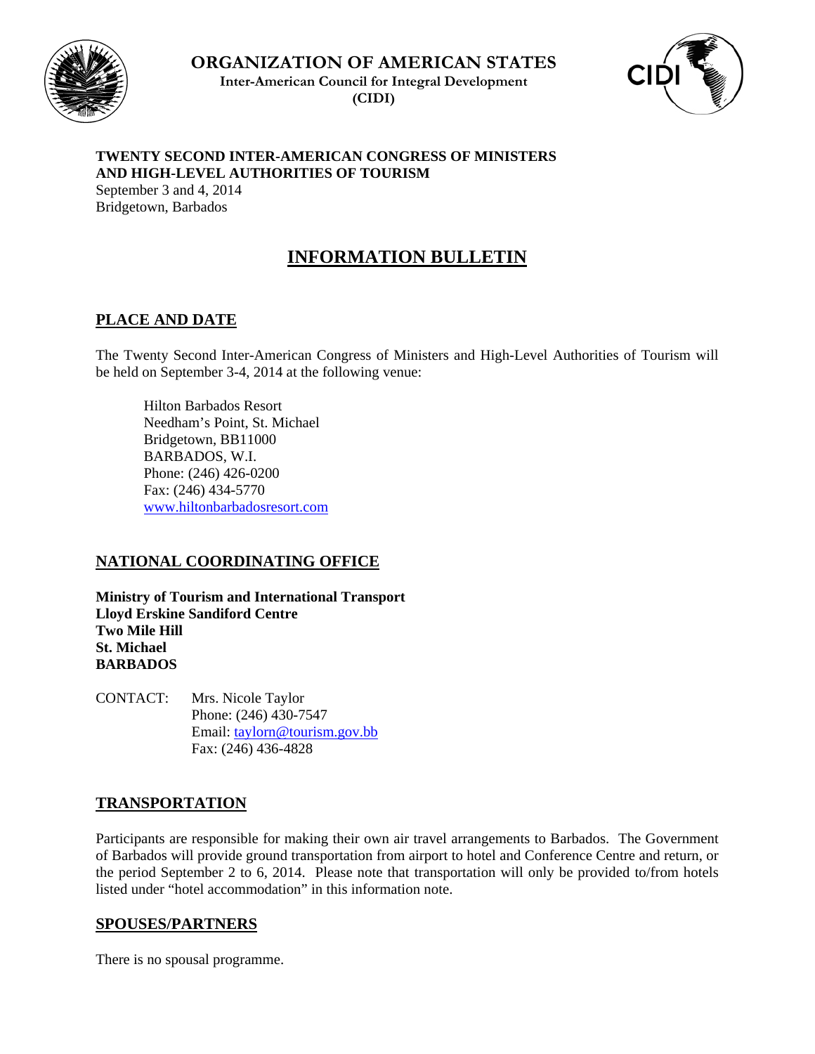**ORGANIZATION OF AMERICAN STATES**

**Inter-American Council for Integral Development**

**(CIDI)**

**TWENTY SECOND INTER-AMERICAN CONGRESS OF MINISTERS AND HIGH-LEVEL AUTHORITIES OF TOURISM**

September 3 and 4, 2014

Bridgetown, Barbados

# INFORMATION BULLETIN

## PLACE AND DATE

The Twenty Second Inter-American Congress of Ministers and High-Level Authorities of Tourism will be held on September 3-4, 2014 at the following venue:

Hilton Barbados Resort
Needham's Point, St. Michael
Bridgetown, BB11000
BARBADOS, W.I.
Phone: (246) 426-0200
Fax: (246) 434-5770
www.hiltonbarbadosresort.com

## NATIONAL COORDINATING OFFICE

**Ministry of Tourism and International Transport**
**Lloyd Erskine Sandiford Centre**
**Two Mile Hill**
**St. Michael**
**BARBADOS**

CONTACT: Mrs. Nicole Taylor
Phone: (246) 430-7547
Email: taylorn@tourism.gov.bb
Fax: (246) 436-4828

## TRANSPORTATION

Participants are responsible for making their own air travel arrangements to Barbados. The Government of Barbados will provide ground transportation from airport to hotel and Conference Centre and return, or the period September 2 to 6, 2014. Please note that transportation will only be provided to/from hotels listed under "hotel accommodation" in this information note.

## SPOUSES/PARTNERS

There is no spousal programme.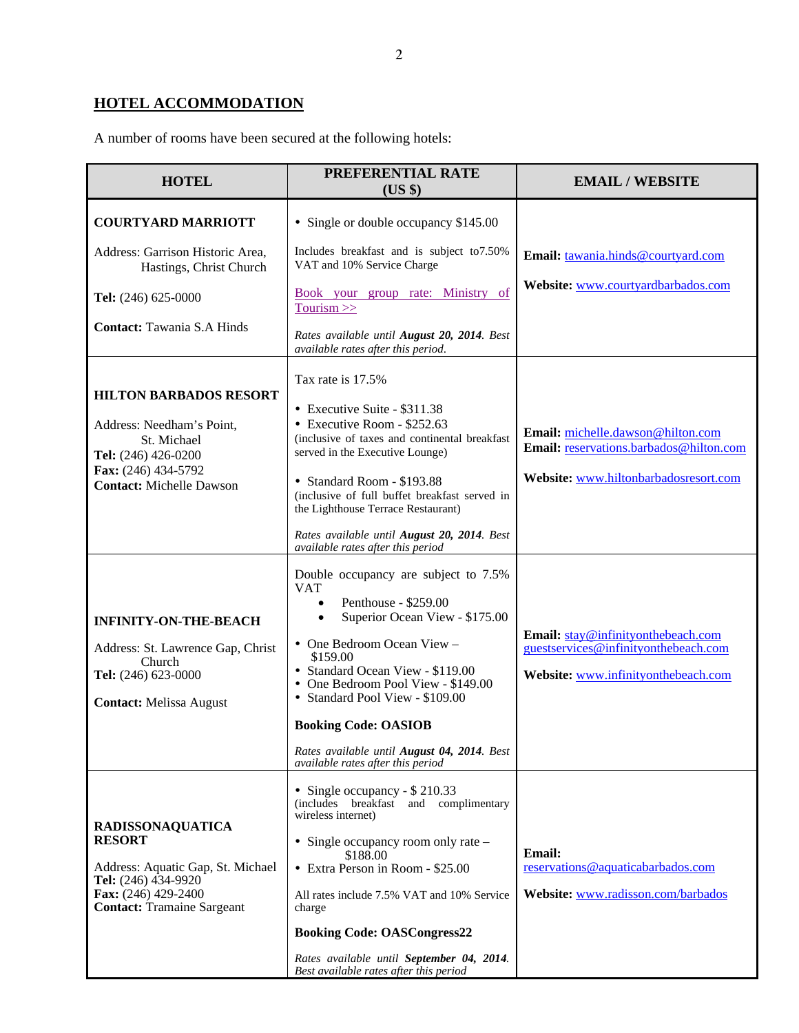## HOTEL ACCOMMODATION

A number of rooms have been secured at the following hotels:

| HOTEL | PREFERENTIAL RATE (US $) | EMAIL / WEBSITE |
|---|---|---|
| **COURTYARD MARRIOTT**<br><br>Address: Garrison Historic Area, Hastings, Christ Church<br><br>**Tel:** (246) 625-0000<br><br>**Contact:** Tawania S.A Hinds | • Single or double occupancy $145.00<br><br>Includes breakfast and is subject to7.50% VAT and 10% Service Charge<br><br>Book your group rate: Ministry of Tourism >><br><br>*Rates available until **August 20, 2014**. Best available rates after this period.* | **Email:** tawania.hinds@courtyard.com<br><br>**Website:** www.courtyardbarbados.com |
| **HILTON BARBADOS RESORT**<br><br>Address: Needham's Point, St. Michael<br>**Tel:** (246) 426-0200<br>**Fax:** (246) 434-5792<br>**Contact:** Michelle Dawson | Tax rate is 17.5%<br><br>• Executive Suite - $311.38<br>• Executive Room - $252.63<br>(inclusive of taxes and continental breakfast served in the Executive Lounge)<br><br>• Standard Room - $193.88<br>(inclusive of full buffet breakfast served in the Lighthouse Terrace Restaurant)<br><br>*Rates available until **August 20, 2014**. Best available rates after this period* | **Email:** michelle.dawson@hilton.com<br>**Email:** reservations.barbados@hilton.com<br><br>**Website:** www.hiltonbarbadosresort.com |
| **INFINITY-ON-THE-BEACH**<br><br>Address: St. Lawrence Gap, Christ Church<br>**Tel:** (246) 623-0000<br><br>**Contact:** Melissa August | Double occupancy are subject to 7.5% VAT<br>• Penthouse - $259.00<br>• Superior Ocean View - $175.00<br><br>• One Bedroom Ocean View – $159.00<br>• Standard Ocean View - $119.00<br>• One Bedroom Pool View - $149.00<br>• Standard Pool View - $109.00<br><br>**Booking Code: OASIOB**<br><br>*Rates available until **August 04, 2014**. Best available rates after this period* | **Email:** stay@infinityonthebeach.com<br>guestservices@infinityonthebeach.com<br><br>**Website:** www.infinityonthebeach.com |
| **RADISSONAQUATICA RESORT**<br><br>Address: Aquatic Gap, St. Michael<br>**Tel:** (246) 434-9920<br>**Fax:** (246) 429-2400<br>**Contact:** Tramaine Sargeant | • Single occupancy - $ 210.33<br>(includes breakfast and complimentary wireless internet)<br><br>• Single occupancy room only rate – $188.00<br>• Extra Person in Room - $25.00<br><br>All rates include 7.5% VAT and 10% Service charge<br><br>**Booking Code: OASCongress22**<br><br>*Rates available until **September 04, 2014**. Best available rates after this period* | **Email:**<br>reservations@aquaticabarbados.com<br><br>**Website:** www.radisson.com/barbados |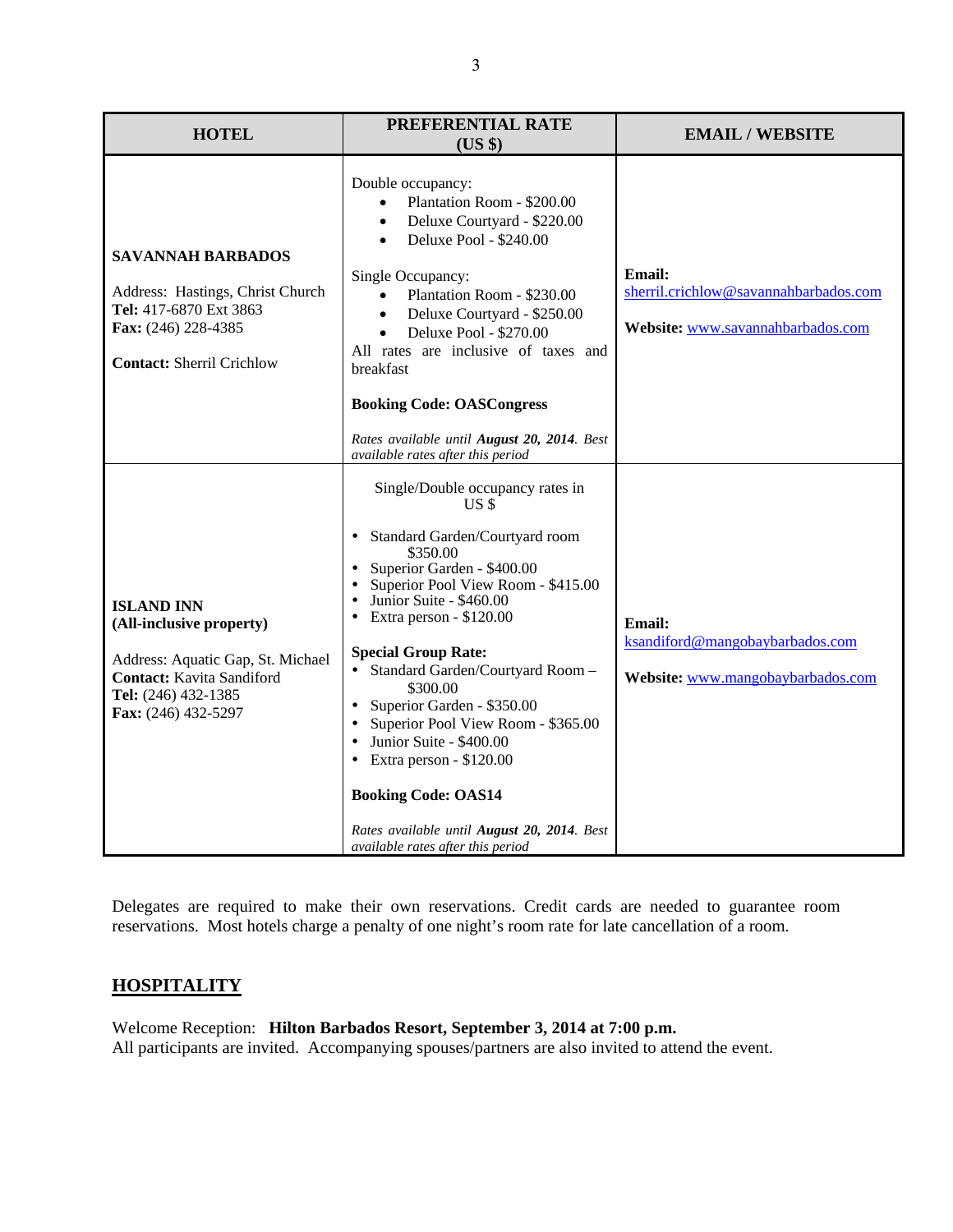| HOTEL | PREFERENTIAL RATE (US $) | EMAIL / WEBSITE |
|---|---|---|
| **SAVANNAH BARBADOS**<br><br>Address: Hastings, Christ Church<br>**Tel:** 417-6870 Ext 3863<br>**Fax:** (246) 228-4385<br><br>**Contact:** Sherril Crichlow | Double occupancy:<br>• Plantation Room - $200.00<br>• Deluxe Courtyard - $220.00<br>• Deluxe Pool - $240.00<br><br>Single Occupancy:<br>• Plantation Room - $230.00<br>• Deluxe Courtyard - $250.00<br>• Deluxe Pool - $270.00<br>All rates are inclusive of taxes and breakfast<br><br>**Booking Code: OASCongress**<br><br>*Rates available until **August 20, 2014**. Best available rates after this period* | **Email:** sherril.crichlow@savannahbarbados.com<br><br>**Website:** www.savannahbarbados.com |
| **ISLAND INN**<br>**(All-inclusive property)**<br><br>Address: Aquatic Gap, St. Michael<br>**Contact:** Kavita Sandiford<br>**Tel:** (246) 432-1385<br>**Fax:** (246) 432-5297 | Single/Double occupancy rates in US $<br><br>• Standard Garden/Courtyard room $350.00<br>• Superior Garden - $400.00<br>• Superior Pool View Room - $415.00<br>• Junior Suite - $460.00<br>• Extra person - $120.00<br><br>**Special Group Rate:**<br>• Standard Garden/Courtyard Room – $300.00<br>• Superior Garden - $350.00<br>• Superior Pool View Room - $365.00<br>• Junior Suite - $400.00<br>• Extra person - $120.00<br><br>**Booking Code: OAS14**<br><br>*Rates available until **August 20, 2014**. Best available rates after this period* | **Email:** ksandiford@mangobaybarbados.com<br><br>**Website:** www.mangobaybarbados.com |

Delegates are required to make their own reservations. Credit cards are needed to guarantee room reservations. Most hotels charge a penalty of one night's room rate for late cancellation of a room.

## HOSPITALITY

Welcome Reception: **Hilton Barbados Resort, September 3, 2014 at 7:00 p.m.**
All participants are invited. Accompanying spouses/partners are also invited to attend the event.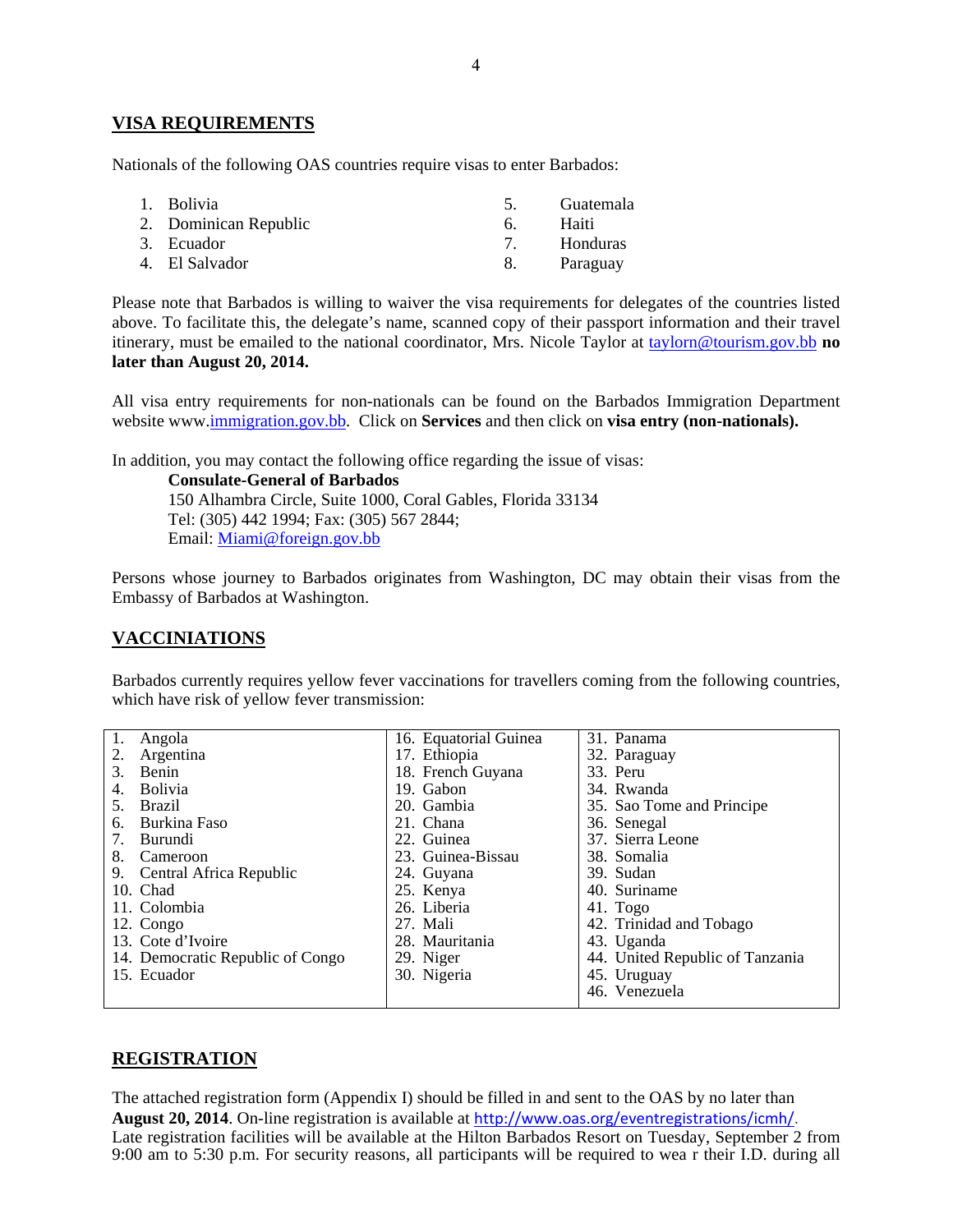## VISA REQUIREMENTS

Nationals of the following OAS countries require visas to enter Barbados:

1. Bolivia
2. Dominican Republic
3. Ecuador
4. El Salvador
5. Guatemala
6. Haiti
7. Honduras
8. Paraguay

Please note that Barbados is willing to waiver the visa requirements for delegates of the countries listed above. To facilitate this, the delegate's name, scanned copy of their passport information and their travel itinerary, must be emailed to the national coordinator, Mrs. Nicole Taylor at taylorn@tourism.gov.bb **no later than August 20, 2014.**

All visa entry requirements for non-nationals can be found on the Barbados Immigration Department website www.immigration.gov.bb. Click on **Services** and then click on **visa entry (non-nationals).**

In addition, you may contact the following office regarding the issue of visas:

**Consulate-General of Barbados**
150 Alhambra Circle, Suite 1000, Coral Gables, Florida 33134
Tel: (305) 442 1994; Fax: (305) 567 2844;
Email: Miami@foreign.gov.bb

Persons whose journey to Barbados originates from Washington, DC may obtain their visas from the Embassy of Barbados at Washington.

## VACCINIATIONS

Barbados currently requires yellow fever vaccinations for travellers coming from the following countries, which have risk of yellow fever transmission:

| | | |
|---|---|---|
| 1. Angola | 16. Equatorial Guinea | 31. Panama |
| 2. Argentina | 17. Ethiopia | 32. Paraguay |
| 3. Benin | 18. French Guyana | 33. Peru |
| 4. Bolivia | 19. Gabon | 34. Rwanda |
| 5. Brazil | 20. Gambia | 35. Sao Tome and Principe |
| 6. Burkina Faso | 21. Chana | 36. Senegal |
| 7. Burundi | 22. Guinea | 37. Sierra Leone |
| 8. Cameroon | 23. Guinea-Bissau | 38. Somalia |
| 9. Central Africa Republic | 24. Guyana | 39. Sudan |
| 10. Chad | 25. Kenya | 40. Suriname |
| 11. Colombia | 26. Liberia | 41. Togo |
| 12. Congo | 27. Mali | 42. Trinidad and Tobago |
| 13. Cote d'Ivoire | 28. Mauritania | 43. Uganda |
| 14. Democratic Republic of Congo | 29. Niger | 44. United Republic of Tanzania |
| 15. Ecuador | 30. Nigeria | 45. Uruguay |
| | | 46. Venezuela |

## REGISTRATION

The attached registration form (Appendix I) should be filled in and sent to the OAS by no later than **August 20, 2014**. On-line registration is available at http://www.oas.org/eventregistrations/icmh/. Late registration facilities will be available at the Hilton Barbados Resort on Tuesday, September 2 from 9:00 am to 5:30 p.m. For security reasons, all participants will be required to wea r their I.D. during all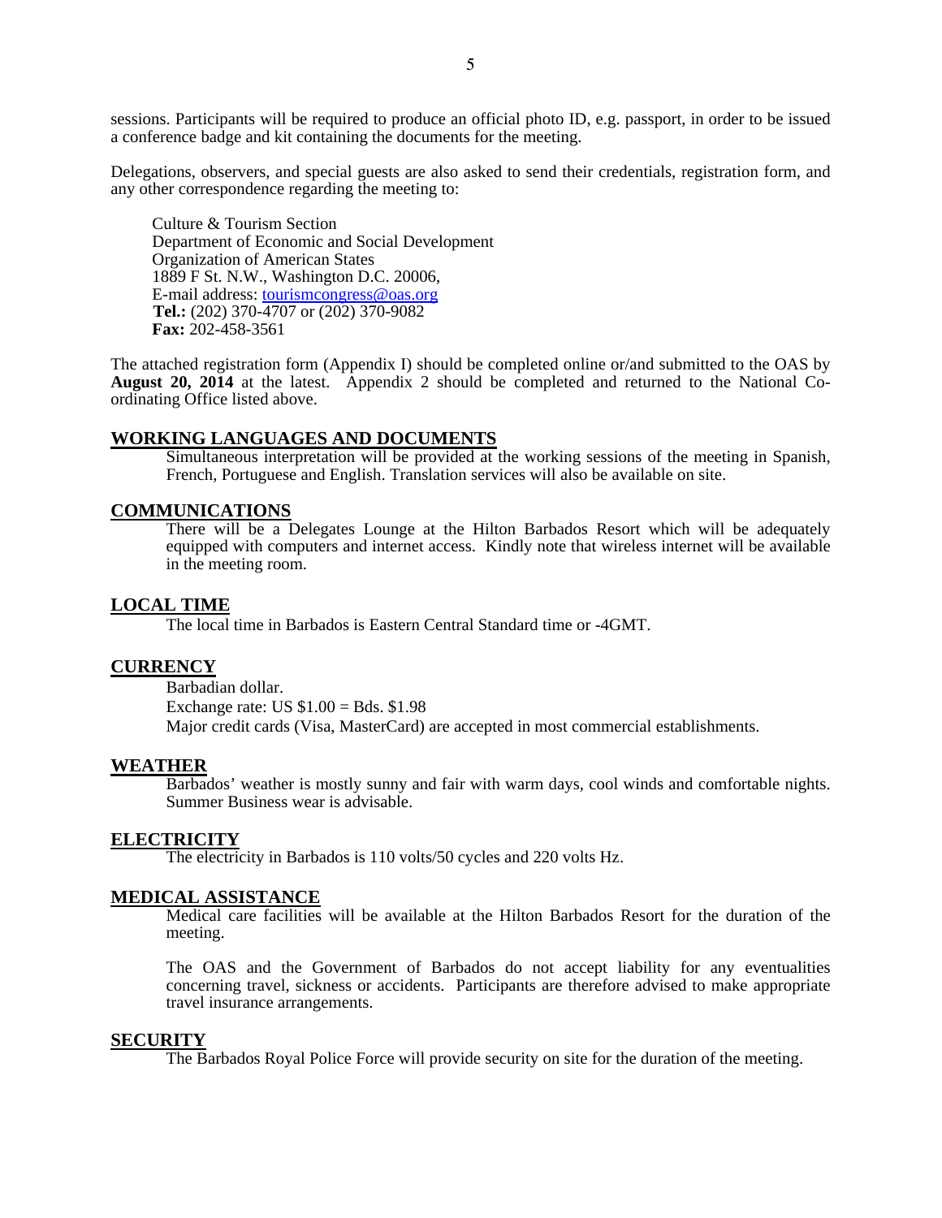sessions. Participants will be required to produce an official photo ID, e.g. passport, in order to be issued a conference badge and kit containing the documents for the meeting.

Delegations, observers, and special guests are also asked to send their credentials, registration form, and any other correspondence regarding the meeting to:

Culture & Tourism Section
Department of Economic and Social Development
Organization of American States
1889 F St. N.W., Washington D.C. 20006,
E-mail address: tourismcongress@oas.org
**Tel.:** (202) 370-4707 or (202) 370-9082
**Fax:** 202-458-3561

The attached registration form (Appendix I) should be completed online or/and submitted to the OAS by **August 20, 2014** at the latest. Appendix 2 should be completed and returned to the National Co-ordinating Office listed above.

## WORKING LANGUAGES AND DOCUMENTS

Simultaneous interpretation will be provided at the working sessions of the meeting in Spanish, French, Portuguese and English. Translation services will also be available on site.

## COMMUNICATIONS

There will be a Delegates Lounge at the Hilton Barbados Resort which will be adequately equipped with computers and internet access. Kindly note that wireless internet will be available in the meeting room.

## LOCAL TIME

The local time in Barbados is Eastern Central Standard time or -4GMT.

## CURRENCY

Barbadian dollar.
Exchange rate: US $1.00 = Bds. $1.98
Major credit cards (Visa, MasterCard) are accepted in most commercial establishments.

## WEATHER

Barbados' weather is mostly sunny and fair with warm days, cool winds and comfortable nights. Summer Business wear is advisable.

## ELECTRICITY

The electricity in Barbados is 110 volts/50 cycles and 220 volts Hz.

## MEDICAL ASSISTANCE

Medical care facilities will be available at the Hilton Barbados Resort for the duration of the meeting.

The OAS and the Government of Barbados do not accept liability for any eventualities concerning travel, sickness or accidents. Participants are therefore advised to make appropriate travel insurance arrangements.

## SECURITY

The Barbados Royal Police Force will provide security on site for the duration of the meeting.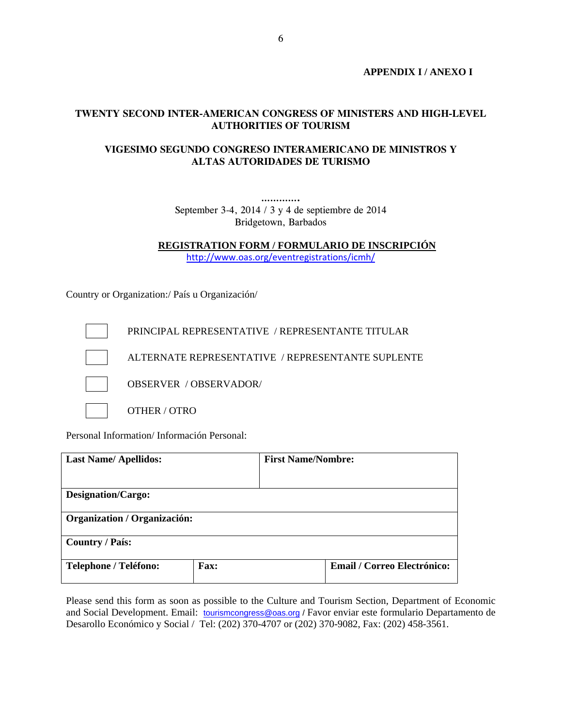**APPENDIX I / ANEXO I**

## TWENTY SECOND INTER-AMERICAN CONGRESS OF MINISTERS AND HIGH-LEVEL AUTHORITIES OF TOURISM

## VIGESIMO SEGUNDO CONGRESO INTERAMERICANO DE MINISTROS Y ALTAS AUTORIDADES DE TURISMO

............

September 3-4, 2014 / 3 y 4 de septiembre de 2014
Bridgetown, Barbados

**REGISTRATION FORM / FORMULARIO DE INSCRIPCIÓN**

http://www.oas.org/eventregistrations/icmh/

Country or Organization:/ País u Organización/

- [ ] PRINCIPAL REPRESENTATIVE / REPRESENTANTE TITULAR
- [ ] ALTERNATE REPRESENTATIVE / REPRESENTANTE SUPLENTE
- [ ] OBSERVER / OBSERVADOR/
- [ ] OTHER / OTRO

Personal Information/ Información Personal:

| **Last Name/ Apellidos:** | | **First Name/Nombre:** |
|---|---|---|
| **Designation/Cargo:** | | |
| **Organization / Organización:** | | |
| **Country / País:** | | |
| **Telephone / Teléfono:** | **Fax:** | **Email / Correo Electrónico:** |

Please send this form as soon as possible to the Culture and Tourism Section, Department of Economic and Social Development. Email: tourismcongress@oas.org / Favor enviar este formulario Departamento de Desarollo Económico y Social / Tel: (202) 370-4707 or (202) 370-9082, Fax: (202) 458-3561.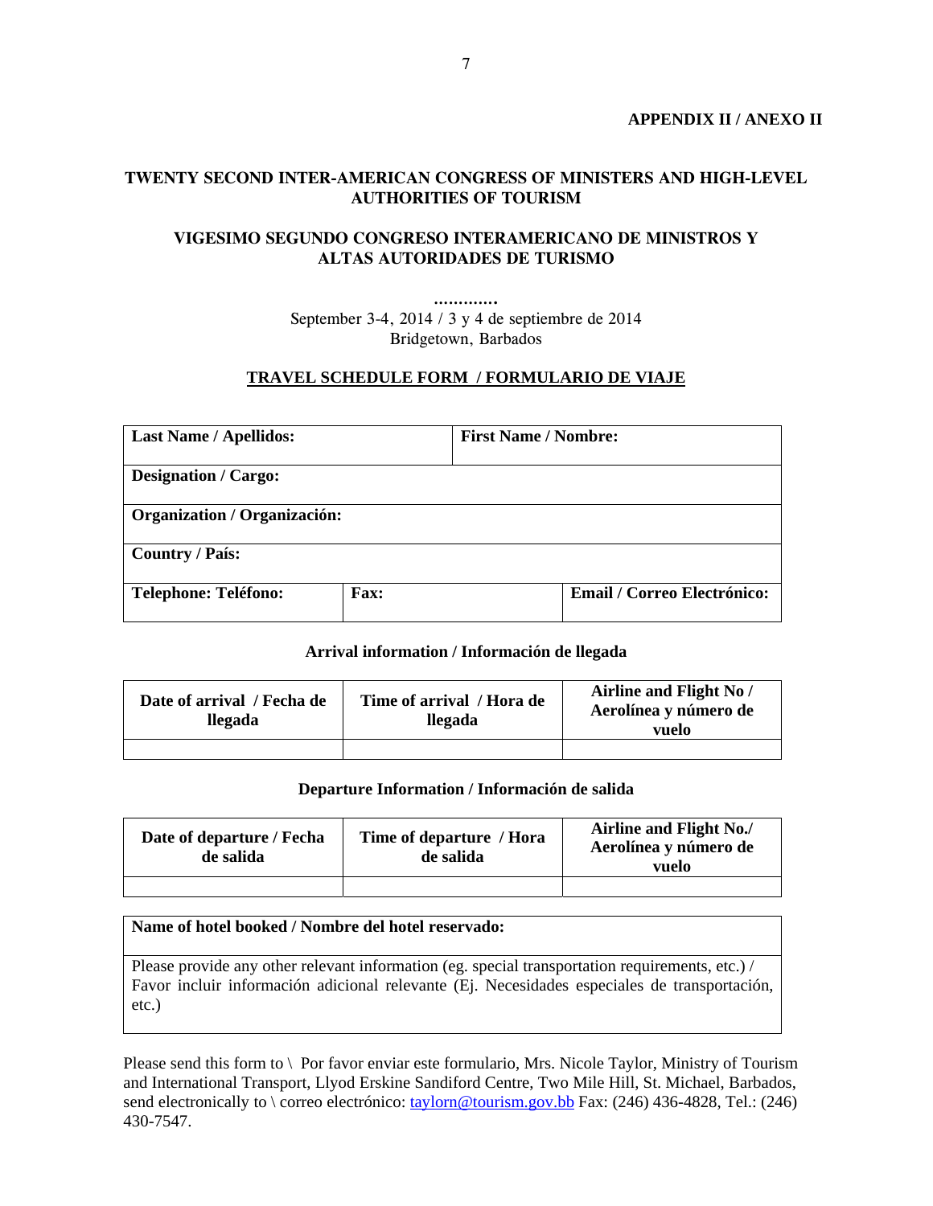**APPENDIX II / ANEXO II**

**TWENTY SECOND INTER-AMERICAN CONGRESS OF MINISTERS AND HIGH-LEVEL AUTHORITIES OF TOURISM**

**VIGESIMO SEGUNDO CONGRESO INTERAMERICANO DE MINISTROS Y ALTAS AUTORIDADES DE TURISMO**

**............**

September 3-4, 2014 / 3 y 4 de septiembre de 2014
Bridgetown, Barbados

## TRAVEL SCHEDULE FORM / FORMULARIO DE VIAJE

| | | |
|---|---|---|
| **Last Name / Apellidos:** | | **First Name / Nombre:** |
| **Designation / Cargo:** | | |
| **Organization / Organización:** | | |
| **Country / País:** | | |
| **Telephone: Teléfono:** | **Fax:** | **Email / Correo Electrónico:** |

**Arrival information / Información de llegada**

| Date of arrival / Fecha de llegada | Time of arrival / Hora de llegada | Airline and Flight No / Aerolínea y número de vuelo |
|---|---|---|
| | | |

**Departure Information / Información de salida**

| Date of departure / Fecha de salida | Time of departure / Hora de salida | Airline and Flight No./ Aerolínea y número de vuelo |
|---|---|---|
| | | |

| |
|---|
| **Name of hotel booked / Nombre del hotel reservado:** |
| Please provide any other relevant information (eg. special transportation requirements, etc.) / Favor incluir información adicional relevante (Ej. Necesidades especiales de transportación, etc.) |

Please send this form to \ Por favor enviar este formulario, Mrs. Nicole Taylor, Ministry of Tourism and International Transport, Llyod Erskine Sandiford Centre, Two Mile Hill, St. Michael, Barbados, send electronically to \ correo electrónico: taylorn@tourism.gov.bb Fax: (246) 436-4828, Tel.: (246) 430-7547.